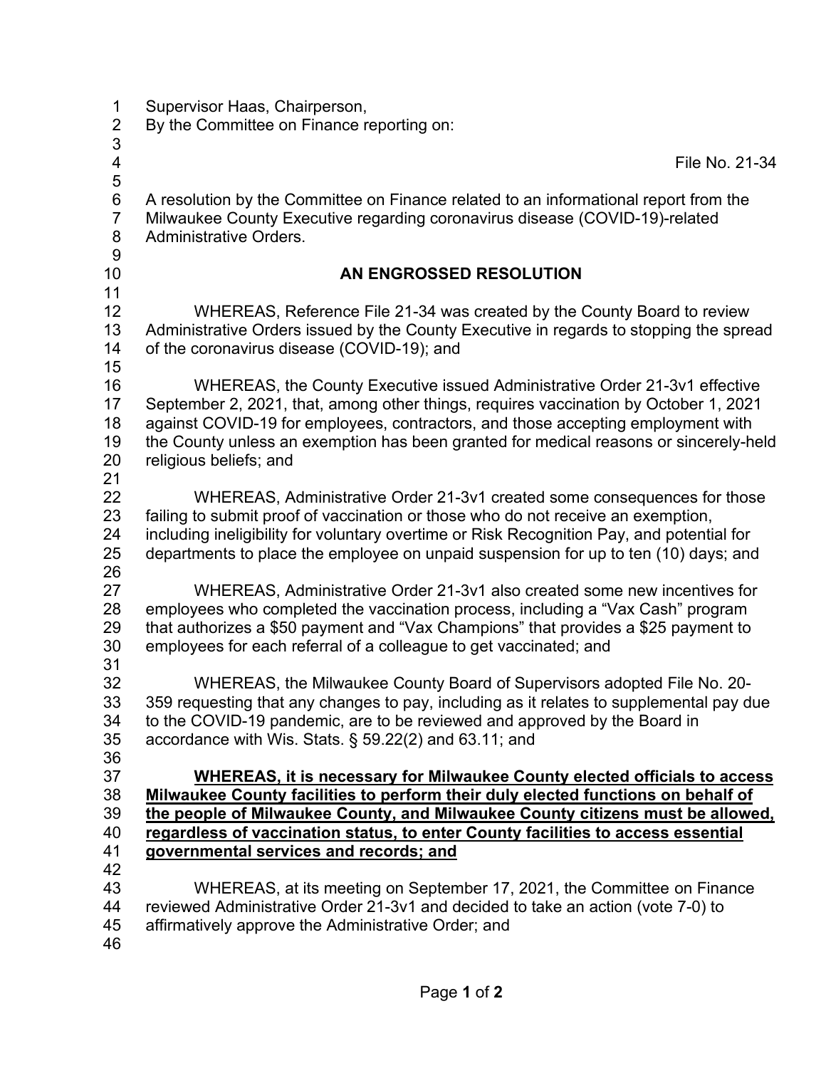Supervisor Haas, Chairperson,
By the Committee on Finance reporting on:

File No. 21-34

A resolution by the Committee on Finance related to an informational report from the Milwaukee County Executive regarding coronavirus disease (COVID-19)-related Administrative Orders.

## AN ENGROSSED RESOLUTION

WHEREAS, Reference File 21-34 was created by the County Board to review Administrative Orders issued by the County Executive in regards to stopping the spread of the coronavirus disease (COVID-19); and

WHEREAS, the County Executive issued Administrative Order 21-3v1 effective September 2, 2021, that, among other things, requires vaccination by October 1, 2021 against COVID-19 for employees, contractors, and those accepting employment with the County unless an exemption has been granted for medical reasons or sincerely-held religious beliefs; and

WHEREAS, Administrative Order 21-3v1 created some consequences for those failing to submit proof of vaccination or those who do not receive an exemption, including ineligibility for voluntary overtime or Risk Recognition Pay, and potential for departments to place the employee on unpaid suspension for up to ten (10) days; and

WHEREAS, Administrative Order 21-3v1 also created some new incentives for employees who completed the vaccination process, including a "Vax Cash" program that authorizes a $50 payment and "Vax Champions" that provides a $25 payment to employees for each referral of a colleague to get vaccinated; and

WHEREAS, the Milwaukee County Board of Supervisors adopted File No. 20-359 requesting that any changes to pay, including as it relates to supplemental pay due to the COVID-19 pandemic, are to be reviewed and approved by the Board in accordance with Wis. Stats. § 59.22(2) and 63.11; and

**WHEREAS, it is necessary for Milwaukee County elected officials to access Milwaukee County facilities to perform their duly elected functions on behalf of the people of Milwaukee County, and Milwaukee County citizens must be allowed, regardless of vaccination status, to enter County facilities to access essential governmental services and records; and**

WHEREAS, at its meeting on September 17, 2021, the Committee on Finance reviewed Administrative Order 21-3v1 and decided to take an action (vote 7-0) to affirmatively approve the Administrative Order; and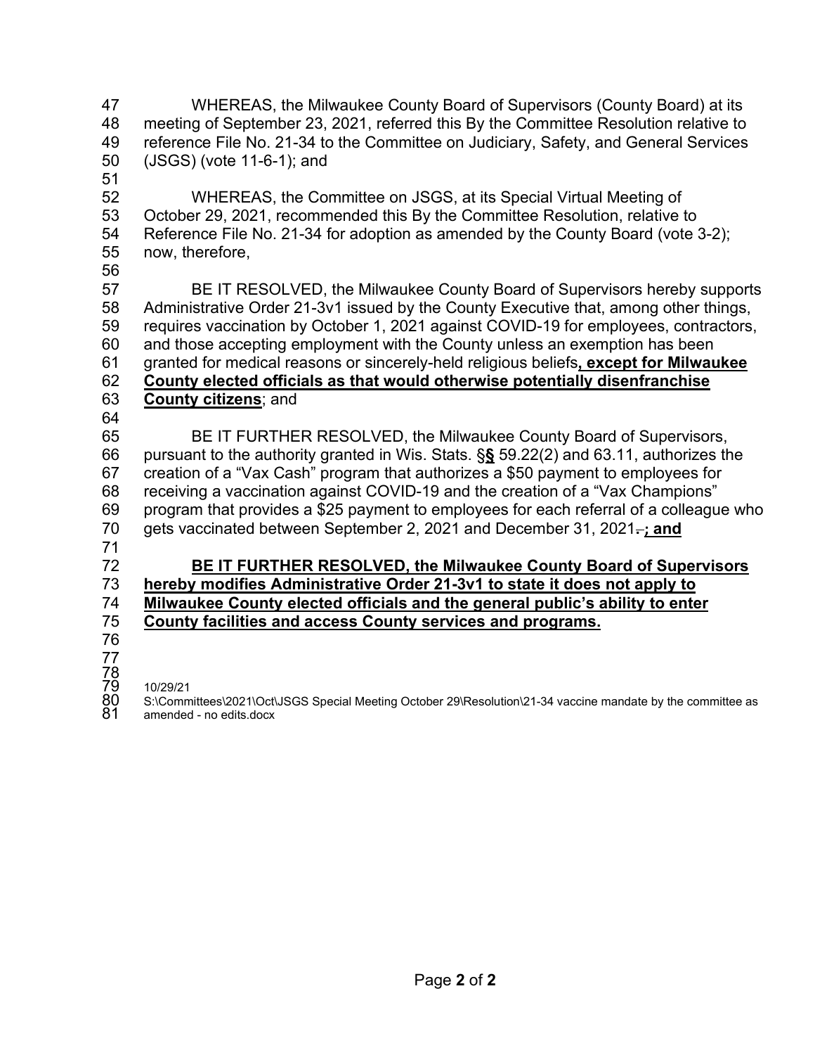WHEREAS, the Milwaukee County Board of Supervisors (County Board) at its meeting of September 23, 2021, referred this By the Committee Resolution relative to reference File No. 21-34 to the Committee on Judiciary, Safety, and General Services (JSGS) (vote 11-6-1); and

WHEREAS, the Committee on JSGS, at its Special Virtual Meeting of October 29, 2021, recommended this By the Committee Resolution, relative to Reference File No. 21-34 for adoption as amended by the County Board (vote 3-2); now, therefore,

BE IT RESOLVED, the Milwaukee County Board of Supervisors hereby supports Administrative Order 21-3v1 issued by the County Executive that, among other things, requires vaccination by October 1, 2021 against COVID-19 for employees, contractors, and those accepting employment with the County unless an exemption has been granted for medical reasons or sincerely-held religious beliefs**, except for Milwaukee County elected officials as that would otherwise potentially disenfranchise County citizens**; and

BE IT FURTHER RESOLVED, the Milwaukee County Board of Supervisors, pursuant to the authority granted in Wis. Stats. §**§** 59.22(2) and 63.11, authorizes the creation of a "Vax Cash" program that authorizes a $50 payment to employees for receiving a vaccination against COVID-19 and the creation of a "Vax Champions" program that provides a $25 payment to employees for each referral of a colleague who gets vaccinated between September 2, 2021 and December 31, 2021~~.~~**; and**

**BE IT FURTHER RESOLVED, the Milwaukee County Board of Supervisors hereby modifies Administrative Order 21-3v1 to state it does not apply to Milwaukee County elected officials and the general public's ability to enter County facilities and access County services and programs.**

10/29/21
S:\Committees\2021\Oct\JSGS Special Meeting October 29\Resolution\21-34 vaccine mandate by the committee as amended - no edits.docx